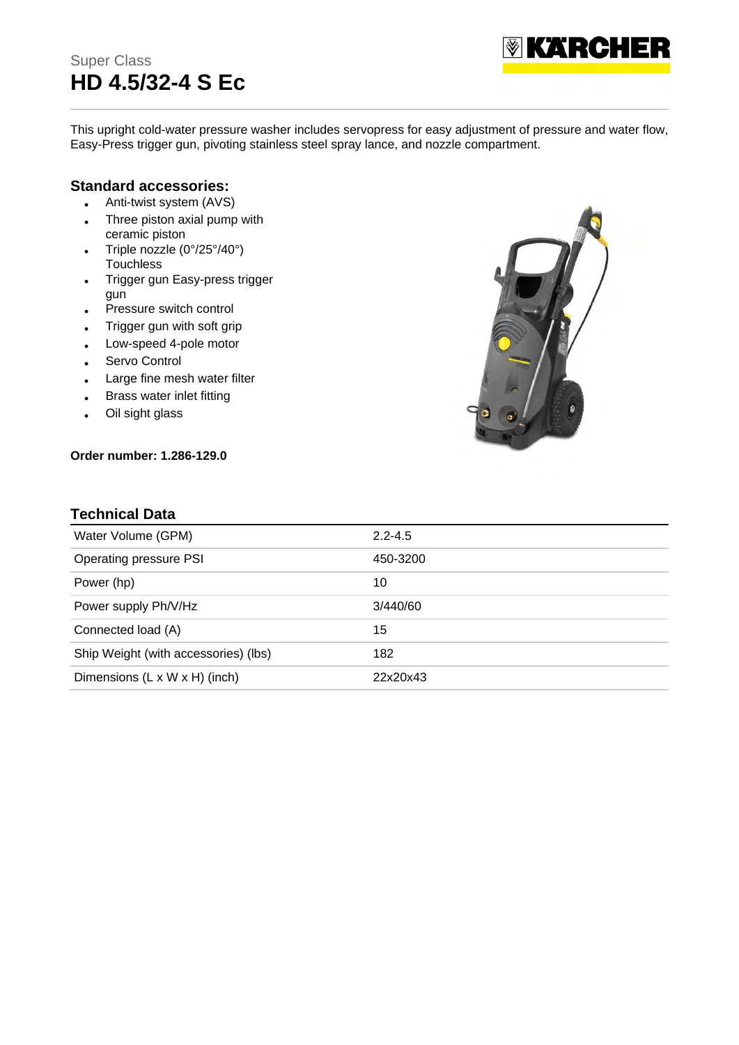Super Class

# HD 4.5/32-4 S Ec

This upright cold-water pressure washer includes servopress for easy adjustment of pressure and water flow, Easy-Press trigger gun, pivoting stainless steel spray lance, and nozzle compartment.

## Standard accessories:

- Anti-twist system (AVS)
- Three piston axial pump with ceramic piston
- Triple nozzle (0°/25°/40°) Touchless
- Trigger gun Easy-press trigger gun
- Pressure switch control
- Trigger gun with soft grip
- Low-speed 4-pole motor
- Servo Control
- Large fine mesh water filter
- Brass water inlet fitting
- Oil sight glass

**Order number: 1.286-129.0**

## Technical Data

| | |
|---|---|
| Water Volume (GPM) | 2.2-4.5 |
| Operating pressure PSI | 450-3200 |
| Power (hp) | 10 |
| Power supply Ph/V/Hz | 3/440/60 |
| Connected load (A) | 15 |
| Ship Weight (with accessories) (lbs) | 182 |
| Dimensions (L x W x H) (inch) | 22x20x43 |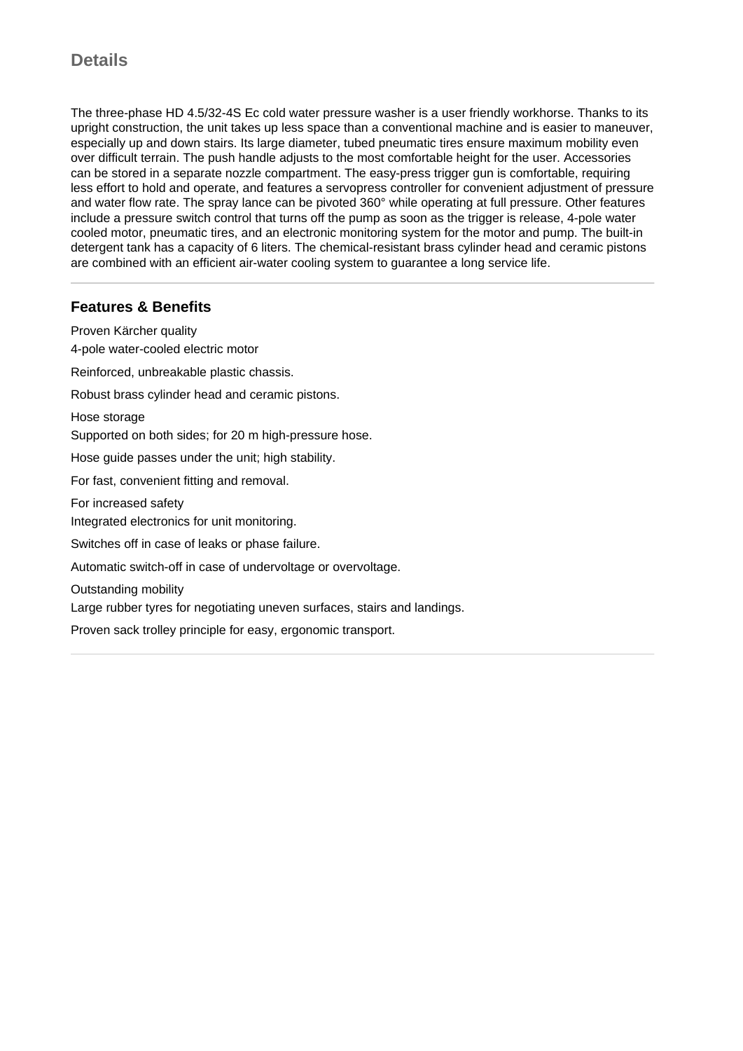## Details

The three-phase HD 4.5/32-4S Ec cold water pressure washer is a user friendly workhorse. Thanks to its upright construction, the unit takes up less space than a conventional machine and is easier to maneuver, especially up and down stairs. Its large diameter, tubed pneumatic tires ensure maximum mobility even over difficult terrain. The push handle adjusts to the most comfortable height for the user. Accessories can be stored in a separate nozzle compartment. The easy-press trigger gun is comfortable, requiring less effort to hold and operate, and features a servopress controller for convenient adjustment of pressure and water flow rate. The spray lance can be pivoted 360° while operating at full pressure. Other features include a pressure switch control that turns off the pump as soon as the trigger is release, 4-pole water cooled motor, pneumatic tires, and an electronic monitoring system for the motor and pump. The built-in detergent tank has a capacity of 6 liters. The chemical-resistant brass cylinder head and ceramic pistons are combined with an efficient air-water cooling system to guarantee a long service life.

---

### Features & Benefits

Proven Kärcher quality

4-pole water-cooled electric motor

Reinforced, unbreakable plastic chassis.

Robust brass cylinder head and ceramic pistons.

Hose storage

Supported on both sides; for 20 m high-pressure hose.

Hose guide passes under the unit; high stability.

For fast, convenient fitting and removal.

For increased safety

Integrated electronics for unit monitoring.

Switches off in case of leaks or phase failure.

Automatic switch-off in case of undervoltage or overvoltage.

Outstanding mobility

Large rubber tyres for negotiating uneven surfaces, stairs and landings.

Proven sack trolley principle for easy, ergonomic transport.

---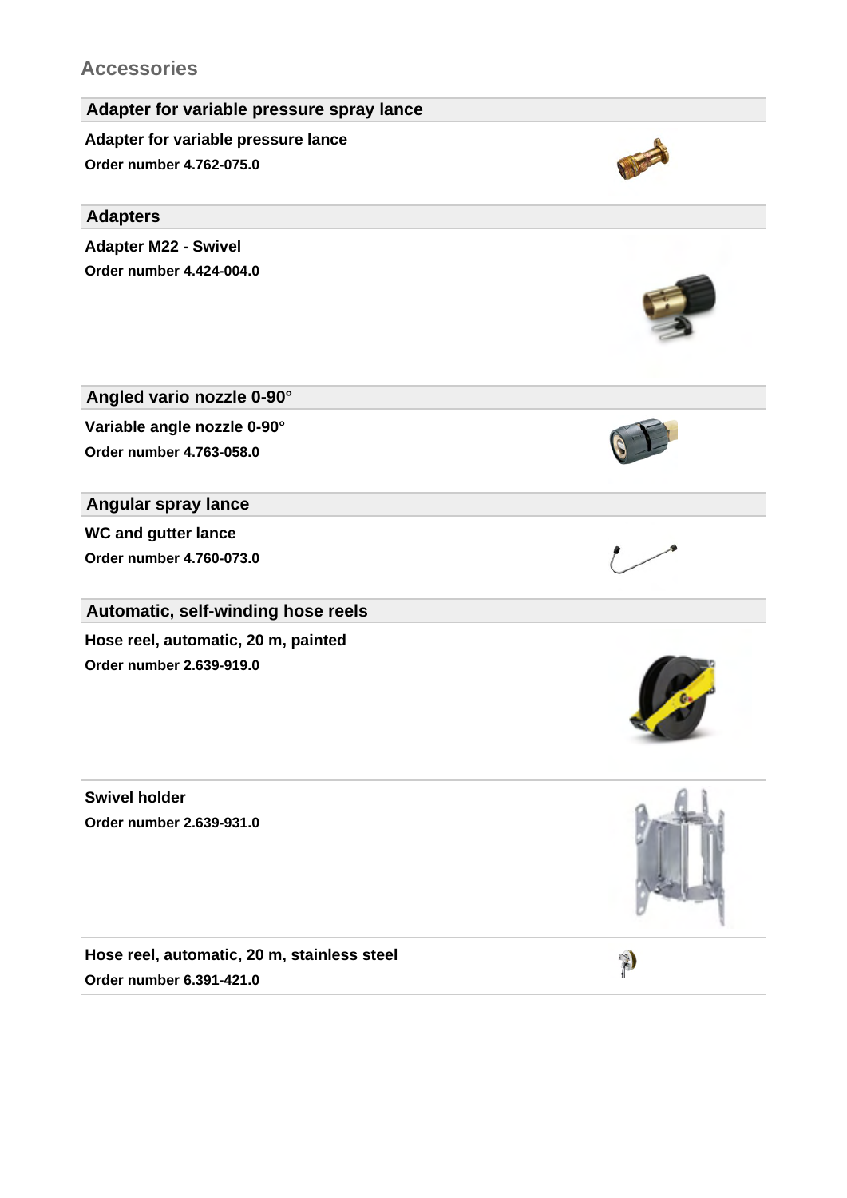## Accessories

### Adapter for variable pressure spray lance

**Adapter for variable pressure lance**

**Order number 4.762-075.0**

### Adapters

**Adapter M22 - Swivel**

**Order number 4.424-004.0**

### Angled vario nozzle 0-90°

**Variable angle nozzle 0-90°**

**Order number 4.763-058.0**

### Angular spray lance

**WC and gutter lance**

**Order number 4.760-073.0**

### Automatic, self-winding hose reels

**Hose reel, automatic, 20 m, painted**

**Order number 2.639-919.0**

**Swivel holder**

**Order number 2.639-931.0**

**Hose reel, automatic, 20 m, stainless steel**

**Order number 6.391-421.0**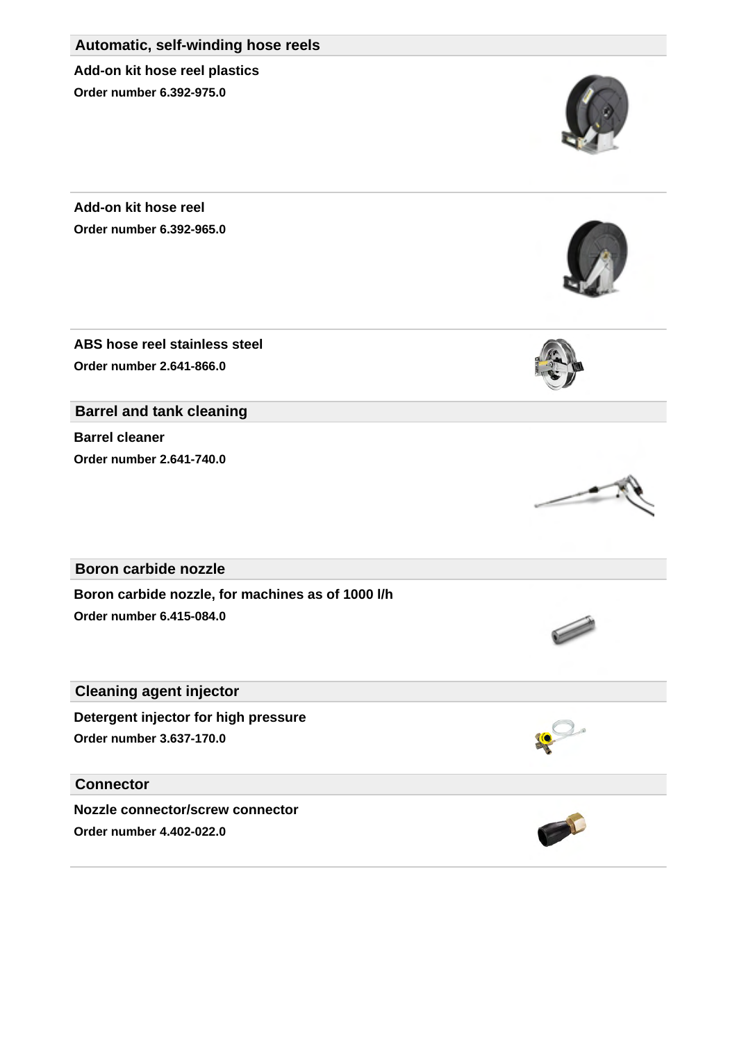## Automatic, self-winding hose reels

**Add-on kit hose reel plastics**

**Order number 6.392-975.0**

**Add-on kit hose reel**

**Order number 6.392-965.0**

**ABS hose reel stainless steel**

**Order number 2.641-866.0**

## Barrel and tank cleaning

**Barrel cleaner**

**Order number 2.641-740.0**

## Boron carbide nozzle

**Boron carbide nozzle, for machines as of 1000 l/h**

**Order number 6.415-084.0**

## Cleaning agent injector

**Detergent injector for high pressure**

**Order number 3.637-170.0**

## Connector

**Nozzle connector/screw connector**

**Order number 4.402-022.0**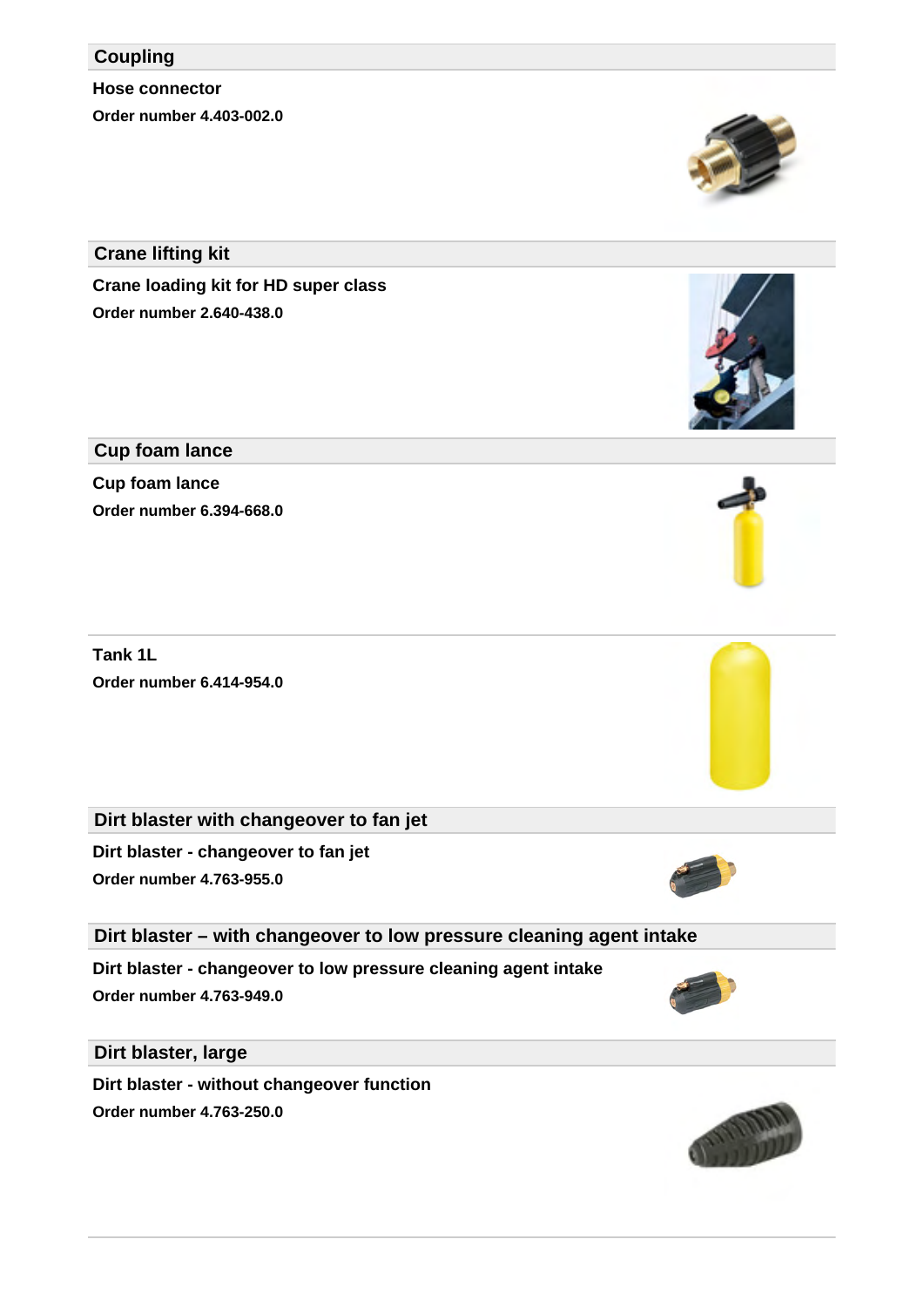## Coupling

**Hose connector**

**Order number 4.403-002.0**

## Crane lifting kit

**Crane loading kit for HD super class**

**Order number 2.640-438.0**

## Cup foam lance

**Cup foam lance**

**Order number 6.394-668.0**

**Tank 1L**

**Order number 6.414-954.0**

## Dirt blaster with changeover to fan jet

**Dirt blaster - changeover to fan jet**

**Order number 4.763-955.0**

## Dirt blaster – with changeover to low pressure cleaning agent intake

**Dirt blaster - changeover to low pressure cleaning agent intake**

**Order number 4.763-949.0**

## Dirt blaster, large

**Dirt blaster - without changeover function**

**Order number 4.763-250.0**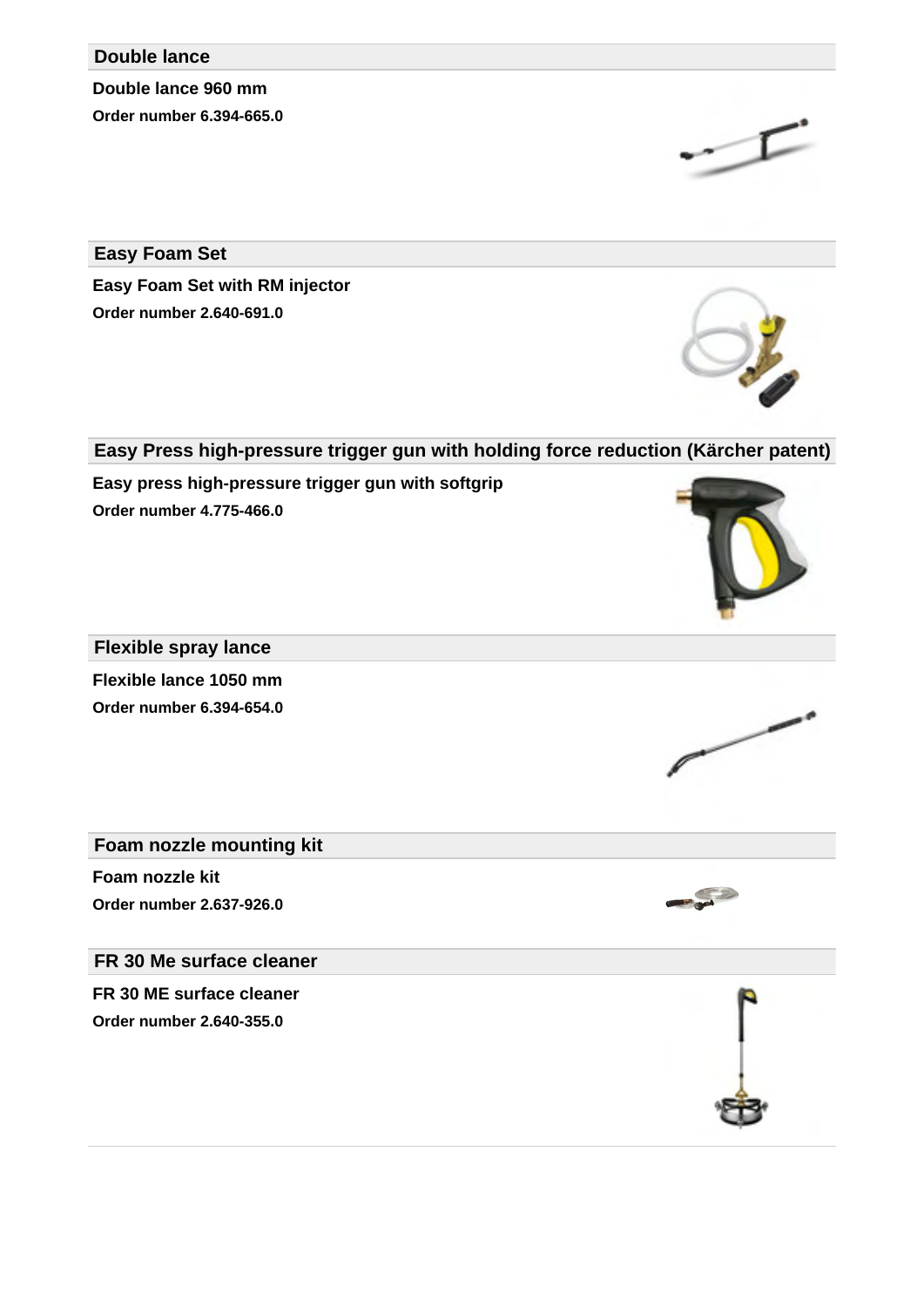## Double lance

**Double lance 960 mm**

**Order number 6.394-665.0**

## Easy Foam Set

**Easy Foam Set with RM injector**

**Order number 2.640-691.0**

## Easy Press high-pressure trigger gun with holding force reduction (Kärcher patent)

**Easy press high-pressure trigger gun with softgrip**

**Order number 4.775-466.0**

## Flexible spray lance

**Flexible lance 1050 mm**

**Order number 6.394-654.0**

## Foam nozzle mounting kit

**Foam nozzle kit**

**Order number 2.637-926.0**

## FR 30 Me surface cleaner

**FR 30 ME surface cleaner**

**Order number 2.640-355.0**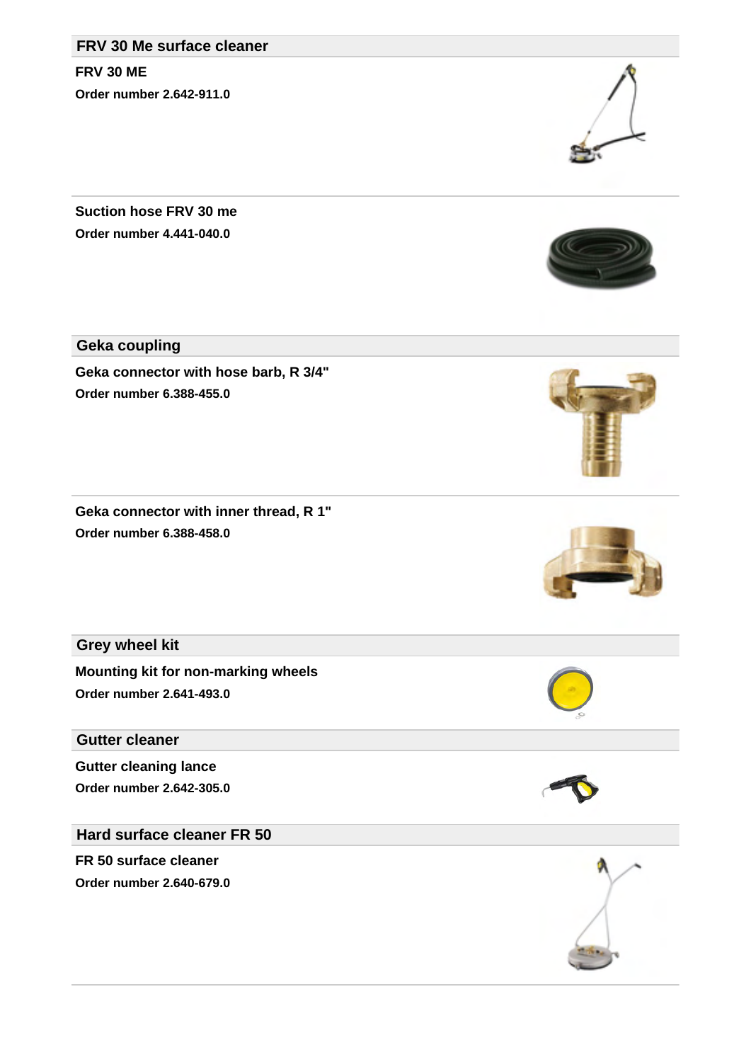## FRV 30 Me surface cleaner

**FRV 30 ME**

**Order number 2.642-911.0**

**Suction hose FRV 30 me**

**Order number 4.441-040.0**

## Geka coupling

**Geka connector with hose barb, R 3/4"**

**Order number 6.388-455.0**

**Geka connector with inner thread, R 1"**

**Order number 6.388-458.0**

## Grey wheel kit

**Mounting kit for non-marking wheels**

**Order number 2.641-493.0**

## Gutter cleaner

**Gutter cleaning lance**

**Order number 2.642-305.0**

## Hard surface cleaner FR 50

**FR 50 surface cleaner**

**Order number 2.640-679.0**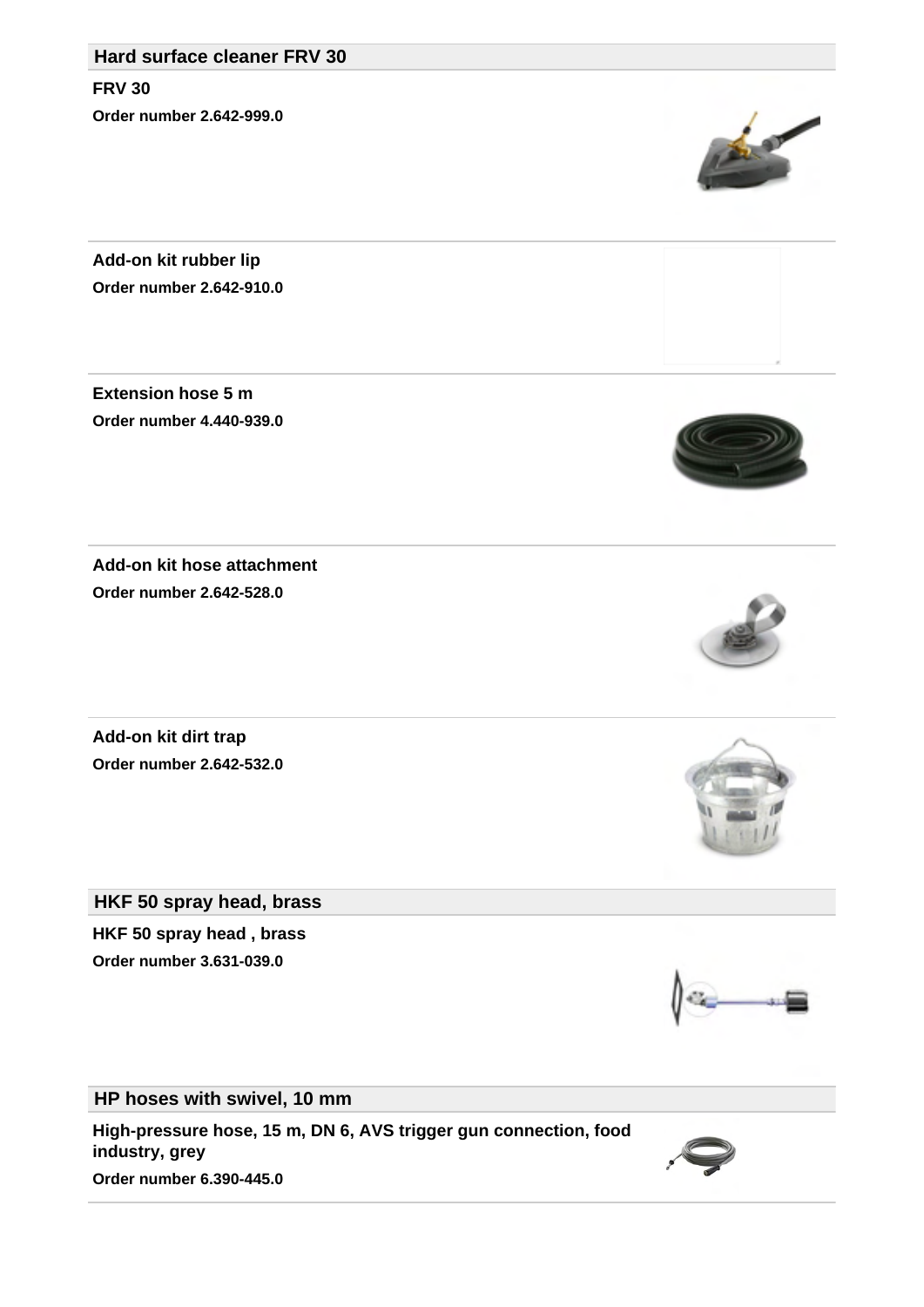## Hard surface cleaner FRV 30

**FRV 30**

**Order number 2.642-999.0**

**Add-on kit rubber lip**

**Order number 2.642-910.0**

**Extension hose 5 m**

**Order number 4.440-939.0**

**Add-on kit hose attachment**

**Order number 2.642-528.0**

**Add-on kit dirt trap**

**Order number 2.642-532.0**

## HKF 50 spray head, brass

**HKF 50 spray head , brass**

**Order number 3.631-039.0**

## HP hoses with swivel, 10 mm

**High-pressure hose, 15 m, DN 6, AVS trigger gun connection, food industry, grey**

**Order number 6.390-445.0**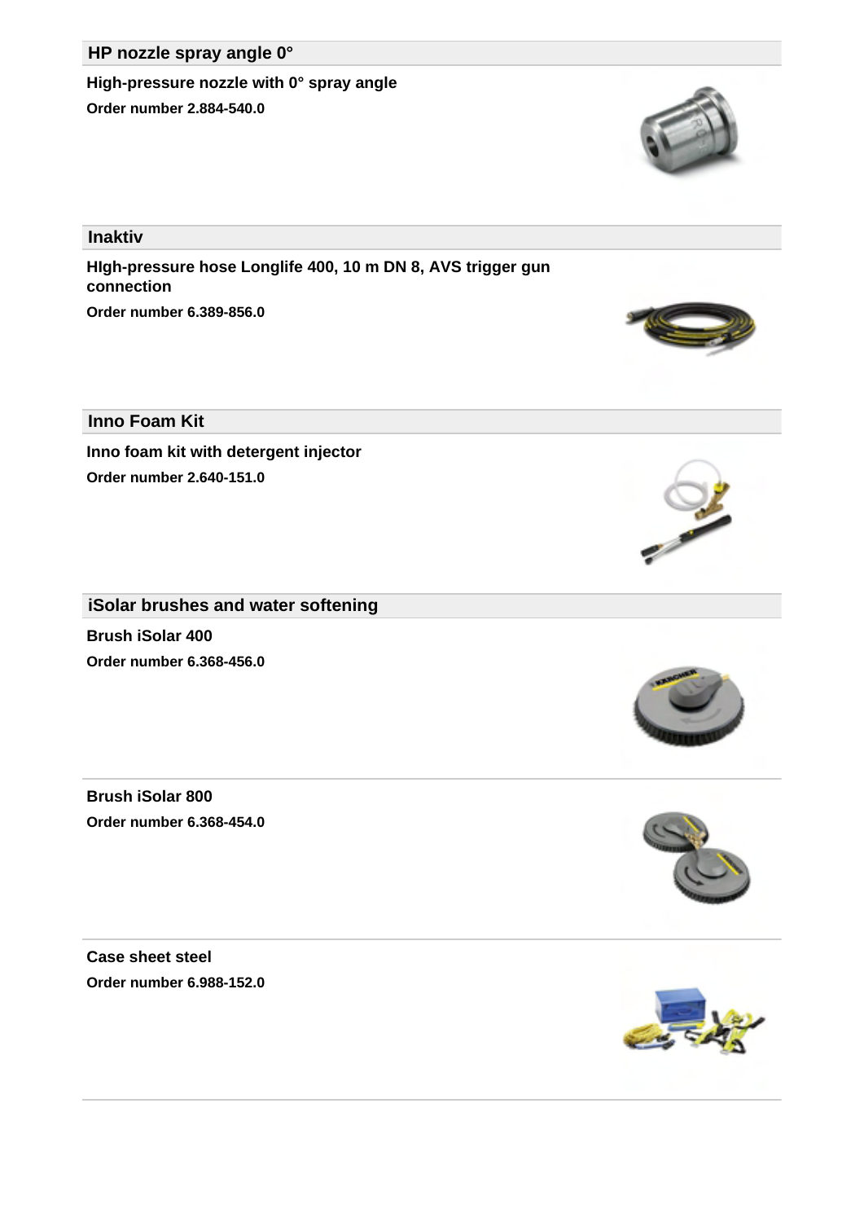## HP nozzle spray angle 0°

**High-pressure nozzle with 0° spray angle**

**Order number 2.884-540.0**

## Inaktiv

**HIgh-pressure hose Longlife 400, 10 m DN 8, AVS trigger gun connection**

**Order number 6.389-856.0**

## Inno Foam Kit

**Inno foam kit with detergent injector**

**Order number 2.640-151.0**

## iSolar brushes and water softening

**Brush iSolar 400**

**Order number 6.368-456.0**

**Brush iSolar 800**

**Order number 6.368-454.0**

**Case sheet steel**

**Order number 6.988-152.0**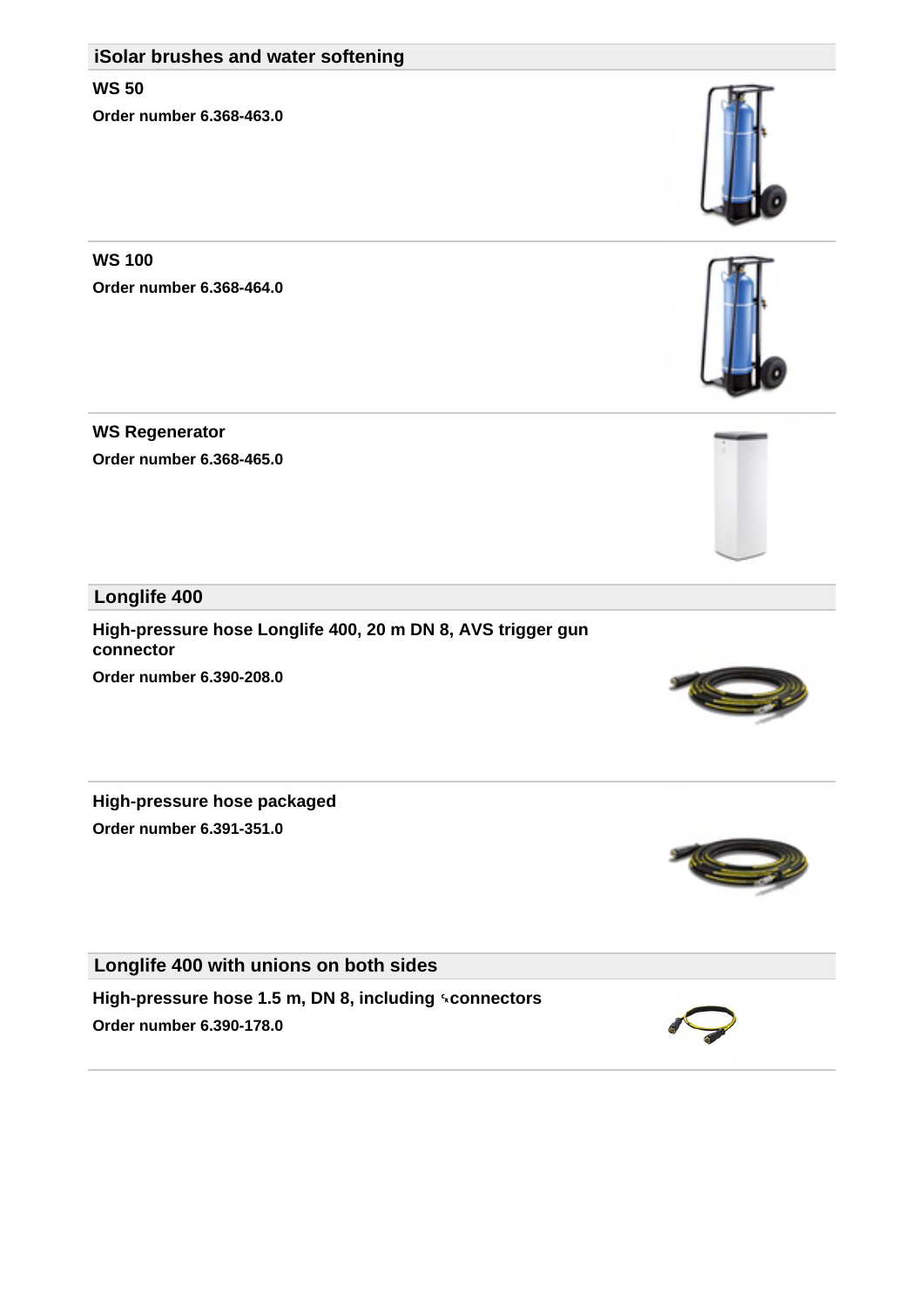## iSolar brushes and water softening

**WS 50**

**Order number 6.368-463.0**

**WS 100**

**Order number 6.368-464.0**

**WS Regenerator**

**Order number 6.368-465.0**

## Longlife 400

**High-pressure hose Longlife 400, 20 m DN 8, AVS trigger gun connector**

**Order number 6.390-208.0**

**High-pressure hose packaged**

**Order number 6.391-351.0**

## Longlife 400 with unions on both sides

**High-pressure hose 1.5 m, DN 8, including connectors**

**Order number 6.390-178.0**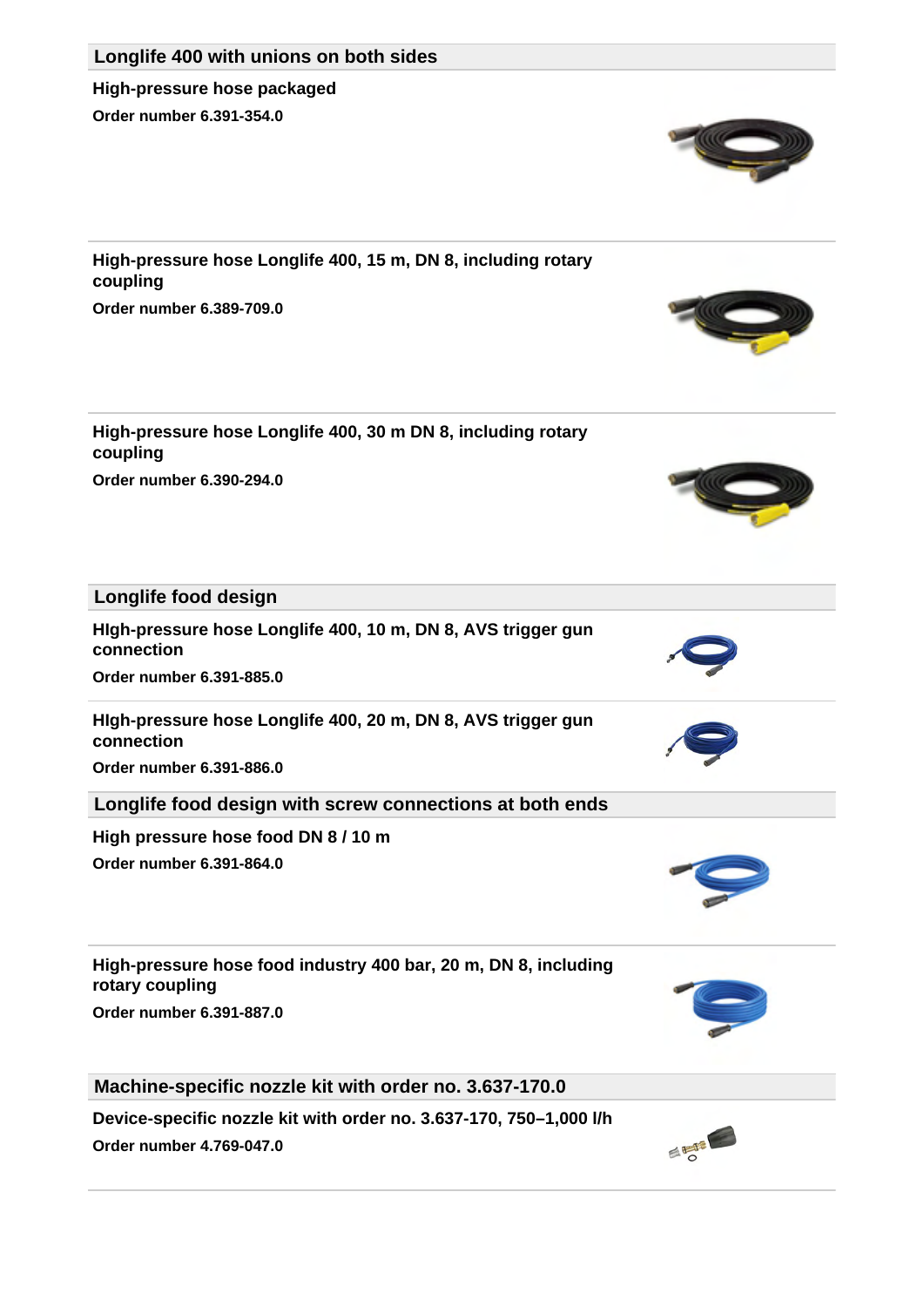## Longlife 400 with unions on both sides

**High-pressure hose packaged**

**Order number 6.391-354.0**

**High-pressure hose Longlife 400, 15 m, DN 8, including rotary coupling**

**Order number 6.389-709.0**

**High-pressure hose Longlife 400, 30 m DN 8, including rotary coupling**

**Order number 6.390-294.0**

## Longlife food design

**HIgh-pressure hose Longlife 400, 10 m, DN 8, AVS trigger gun connection**

**Order number 6.391-885.0**

**HIgh-pressure hose Longlife 400, 20 m, DN 8, AVS trigger gun connection**

**Order number 6.391-886.0**

## Longlife food design with screw connections at both ends

**High pressure hose food DN 8 / 10 m**

**Order number 6.391-864.0**

**High-pressure hose food industry 400 bar, 20 m, DN 8, including rotary coupling**

**Order number 6.391-887.0**

## Machine-specific nozzle kit with order no. 3.637-170.0

**Device-specific nozzle kit with order no. 3.637-170, 750–1,000 l/h**

**Order number 4.769-047.0**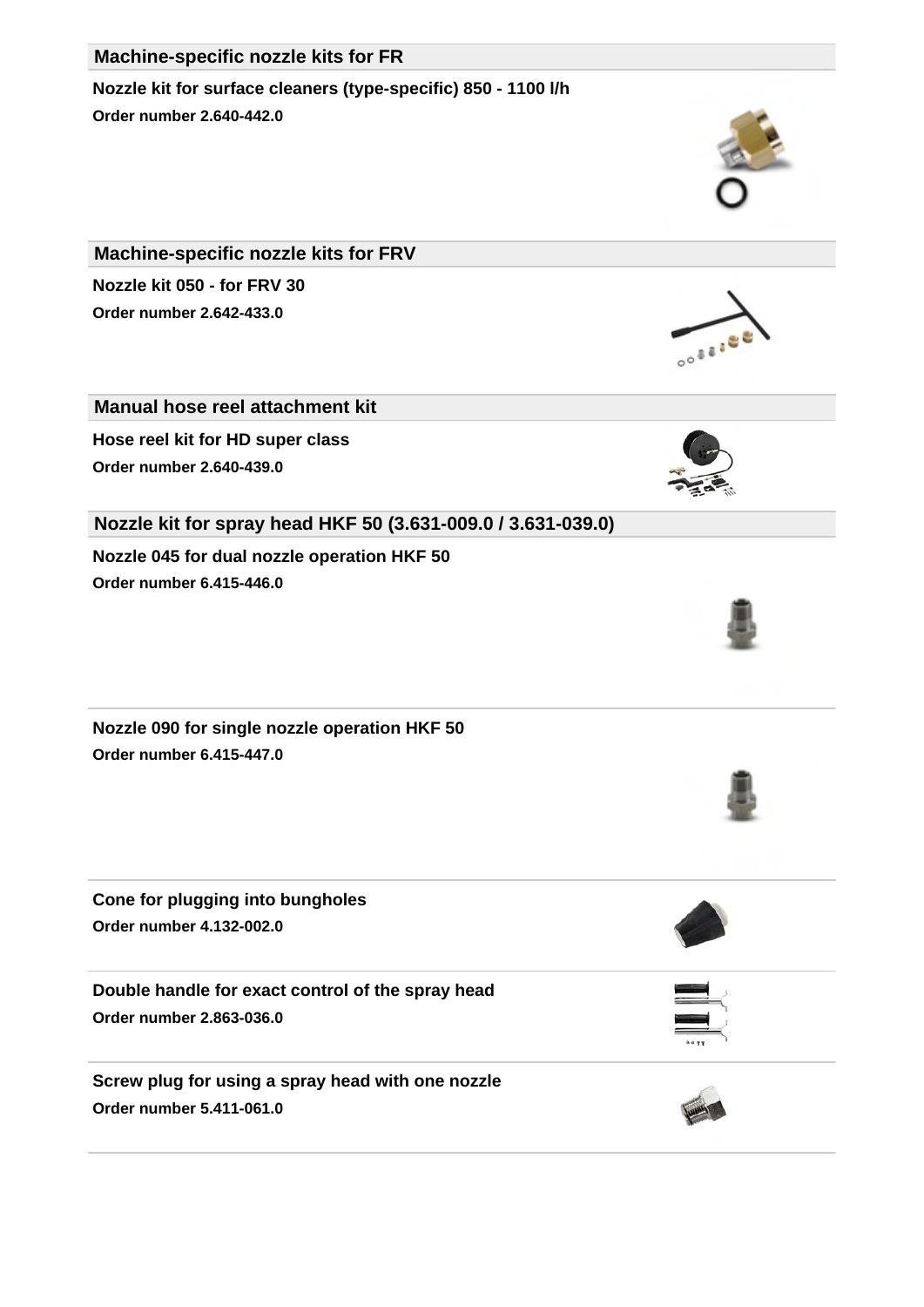## Machine-specific nozzle kits for FR

**Nozzle kit for surface cleaners (type-specific) 850 - 1100 l/h**

**Order number 2.640-442.0**

## Machine-specific nozzle kits for FRV

**Nozzle kit 050 - for FRV 30**

**Order number 2.642-433.0**

## Manual hose reel attachment kit

**Hose reel kit for HD super class**

**Order number 2.640-439.0**

## Nozzle kit for spray head HKF 50 (3.631-009.0 / 3.631-039.0)

**Nozzle 045 for dual nozzle operation HKF 50**

**Order number 6.415-446.0**

**Nozzle 090 for single nozzle operation HKF 50**

**Order number 6.415-447.0**

**Cone for plugging into bungholes**

**Order number 4.132-002.0**

**Double handle for exact control of the spray head**

**Order number 2.863-036.0**

**Screw plug for using a spray head with one nozzle**

**Order number 5.411-061.0**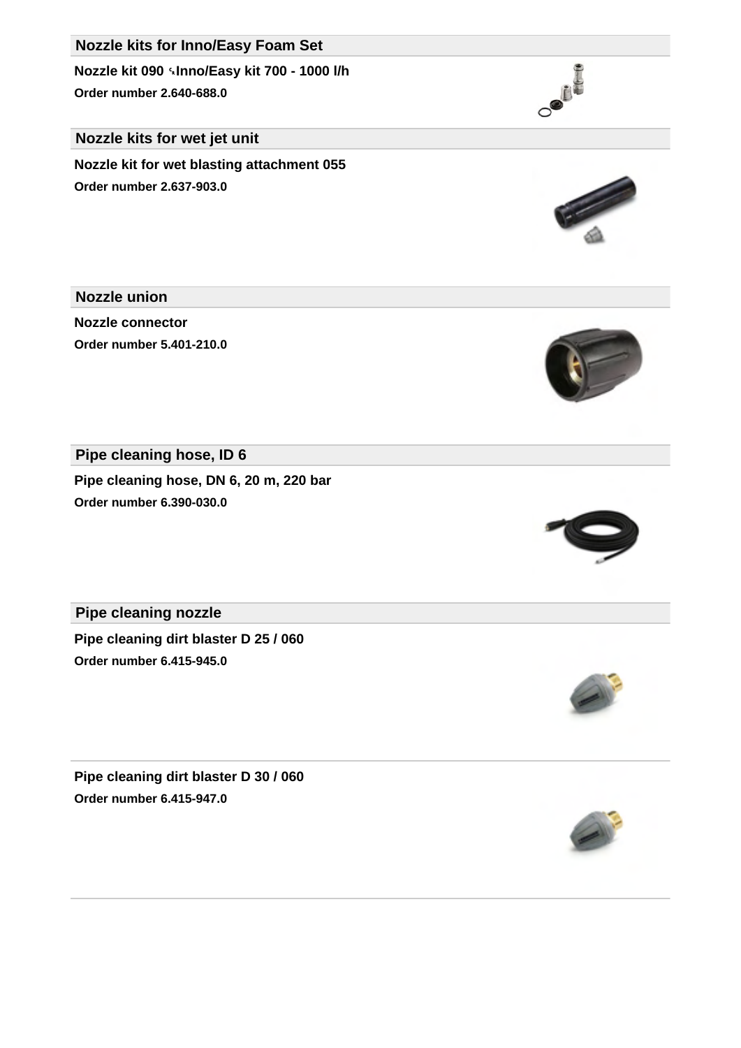## Nozzle kits for Inno/Easy Foam Set

**Nozzle kit 090 ⍀Inno/Easy kit 700 - 1000 l/h**

**Order number 2.640-688.0**

## Nozzle kits for wet jet unit

**Nozzle kit for wet blasting attachment 055**

**Order number 2.637-903.0**

## Nozzle union

**Nozzle connector**

**Order number 5.401-210.0**

## Pipe cleaning hose, ID 6

**Pipe cleaning hose, DN 6, 20 m, 220 bar**

**Order number 6.390-030.0**

## Pipe cleaning nozzle

**Pipe cleaning dirt blaster D 25 / 060**

**Order number 6.415-945.0**

**Pipe cleaning dirt blaster D 30 / 060**

**Order number 6.415-947.0**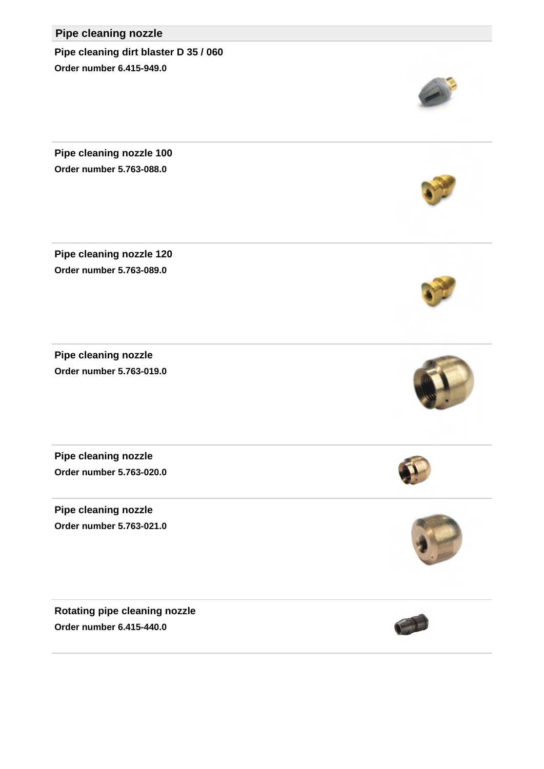## Pipe cleaning nozzle

**Pipe cleaning dirt blaster D 35 / 060**

**Order number 6.415-949.0**

**Pipe cleaning nozzle 100**

**Order number 5.763-088.0**

**Pipe cleaning nozzle 120**

**Order number 5.763-089.0**

**Pipe cleaning nozzle**

**Order number 5.763-019.0**

**Pipe cleaning nozzle**

**Order number 5.763-020.0**

**Pipe cleaning nozzle**

**Order number 5.763-021.0**

**Rotating pipe cleaning nozzle**

**Order number 6.415-440.0**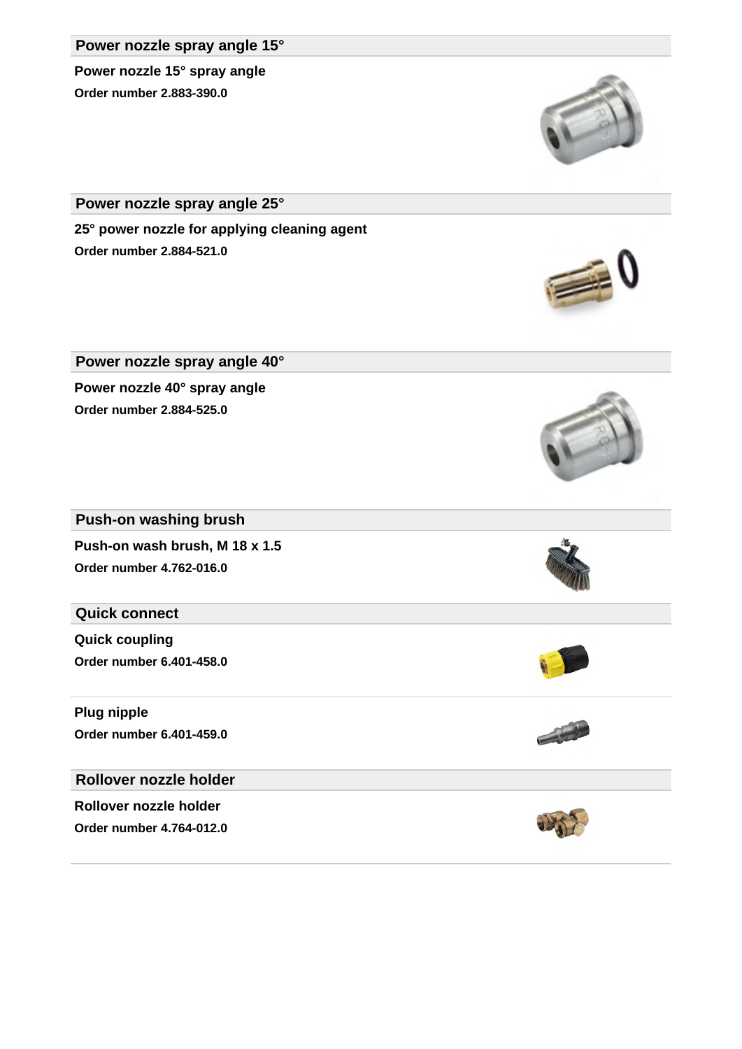## Power nozzle spray angle 15°

**Power nozzle 15° spray angle**

**Order number 2.883-390.0**

## Power nozzle spray angle 25°

**25° power nozzle for applying cleaning agent**

**Order number 2.884-521.0**

## Power nozzle spray angle 40°

**Power nozzle 40° spray angle**

**Order number 2.884-525.0**

## Push-on washing brush

**Push-on wash brush, M 18 x 1.5**

**Order number 4.762-016.0**

## Quick connect

**Quick coupling**

**Order number 6.401-458.0**

**Plug nipple**

**Order number 6.401-459.0**

## Rollover nozzle holder

**Rollover nozzle holder**

**Order number 4.764-012.0**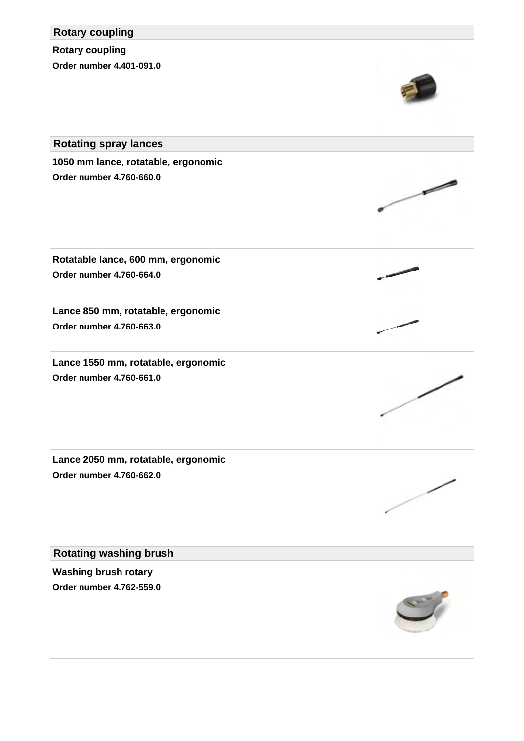## Rotary coupling

**Rotary coupling**

**Order number 4.401-091.0**

## Rotating spray lances

**1050 mm lance, rotatable, ergonomic**

**Order number 4.760-660.0**

**Rotatable lance, 600 mm, ergonomic**

**Order number 4.760-664.0**

**Lance 850 mm, rotatable, ergonomic**

**Order number 4.760-663.0**

**Lance 1550 mm, rotatable, ergonomic**

**Order number 4.760-661.0**

**Lance 2050 mm, rotatable, ergonomic**

**Order number 4.760-662.0**

## Rotating washing brush

**Washing brush rotary**

**Order number 4.762-559.0**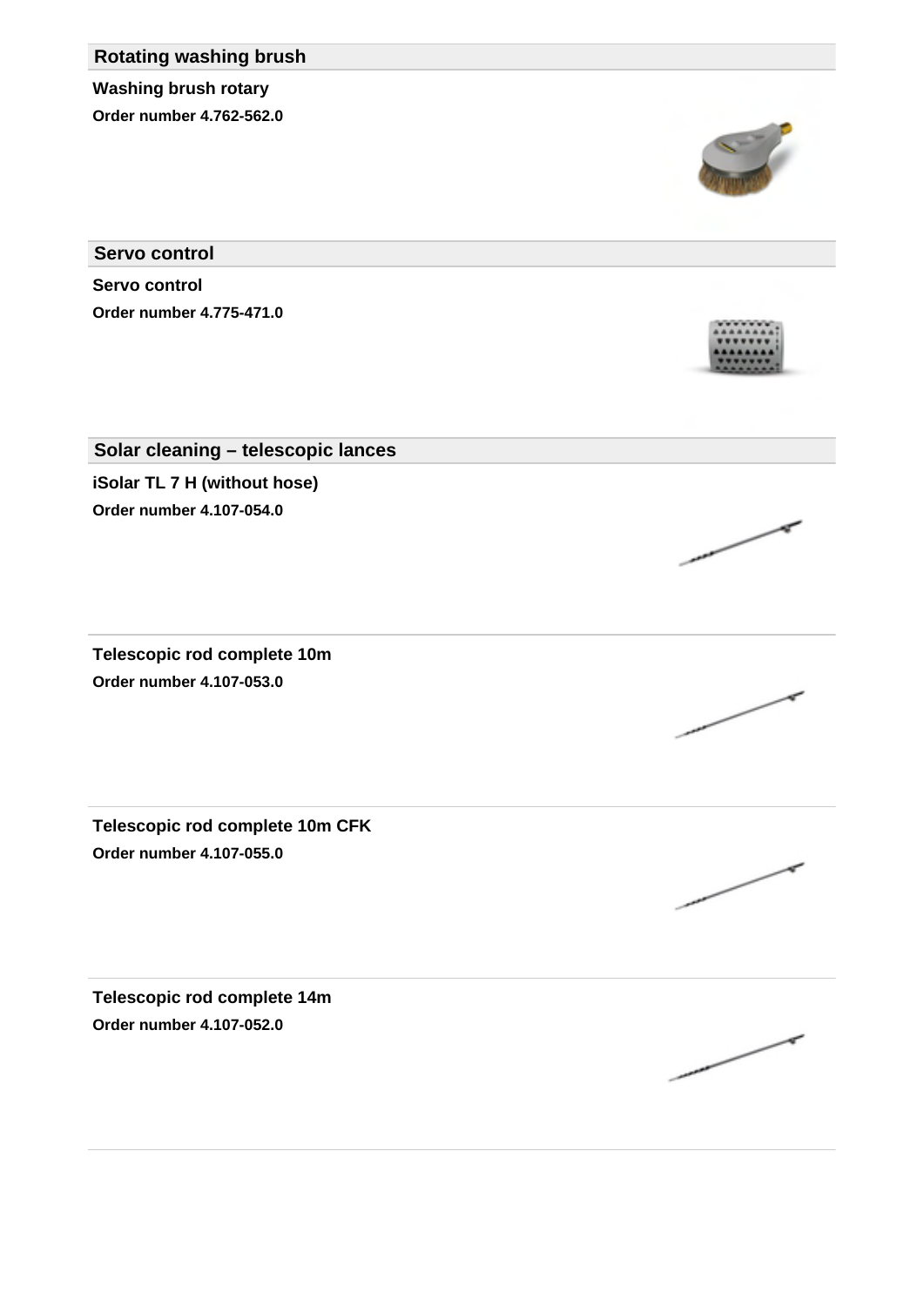## Rotating washing brush

**Washing brush rotary**

**Order number 4.762-562.0**

## Servo control

**Servo control**

**Order number 4.775-471.0**

## Solar cleaning – telescopic lances

**iSolar TL 7 H (without hose)**

**Order number 4.107-054.0**

**Telescopic rod complete 10m**

**Order number 4.107-053.0**

**Telescopic rod complete 10m CFK**

**Order number 4.107-055.0**

**Telescopic rod complete 14m**

**Order number 4.107-052.0**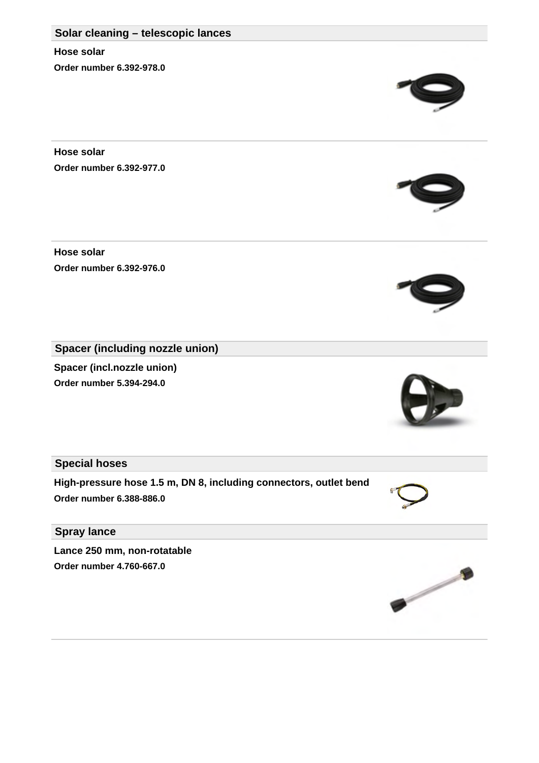## Solar cleaning – telescopic lances

**Hose solar**

**Order number 6.392-978.0**

**Hose solar**

**Order number 6.392-977.0**

**Hose solar**

**Order number 6.392-976.0**

## Spacer (including nozzle union)

**Spacer (incl.nozzle union)**

**Order number 5.394-294.0**

## Special hoses

**High-pressure hose 1.5 m, DN 8, including connectors, outlet bend**

**Order number 6.388-886.0**

## Spray lance

**Lance 250 mm, non-rotatable**

**Order number 4.760-667.0**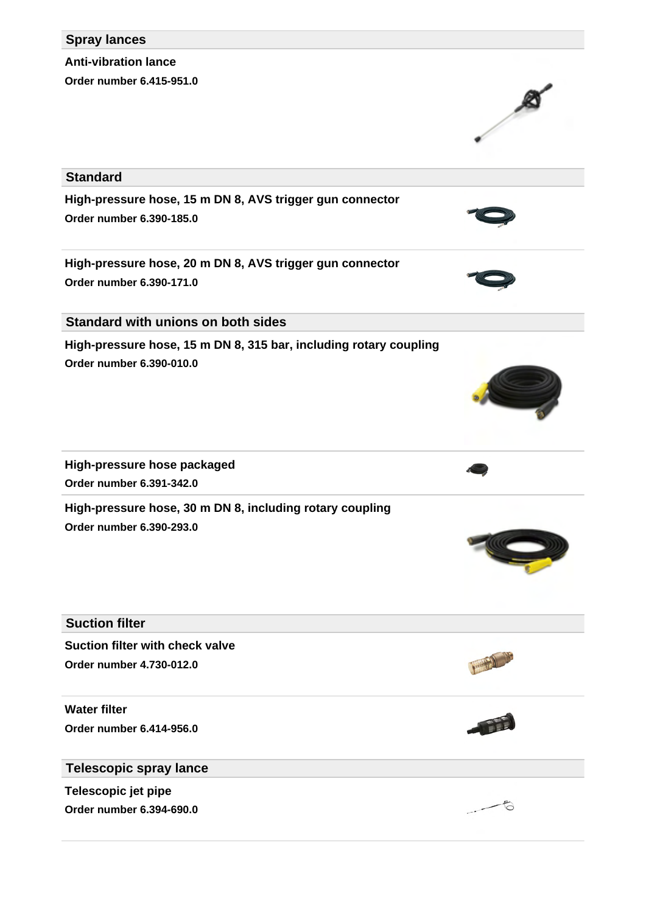## Spray lances

**Anti-vibration lance**

**Order number 6.415-951.0**

## Standard

**High-pressure hose, 15 m DN 8, AVS trigger gun connector**

**Order number 6.390-185.0**

**High-pressure hose, 20 m DN 8, AVS trigger gun connector**

**Order number 6.390-171.0**

## Standard with unions on both sides

**High-pressure hose, 15 m DN 8, 315 bar, including rotary coupling**

**Order number 6.390-010.0**

**High-pressure hose packaged**

**Order number 6.391-342.0**

**High-pressure hose, 30 m DN 8, including rotary coupling**

**Order number 6.390-293.0**

## Suction filter

**Suction filter with check valve**

**Order number 4.730-012.0**

**Water filter**

**Order number 6.414-956.0**

## Telescopic spray lance

**Telescopic jet pipe**

**Order number 6.394-690.0**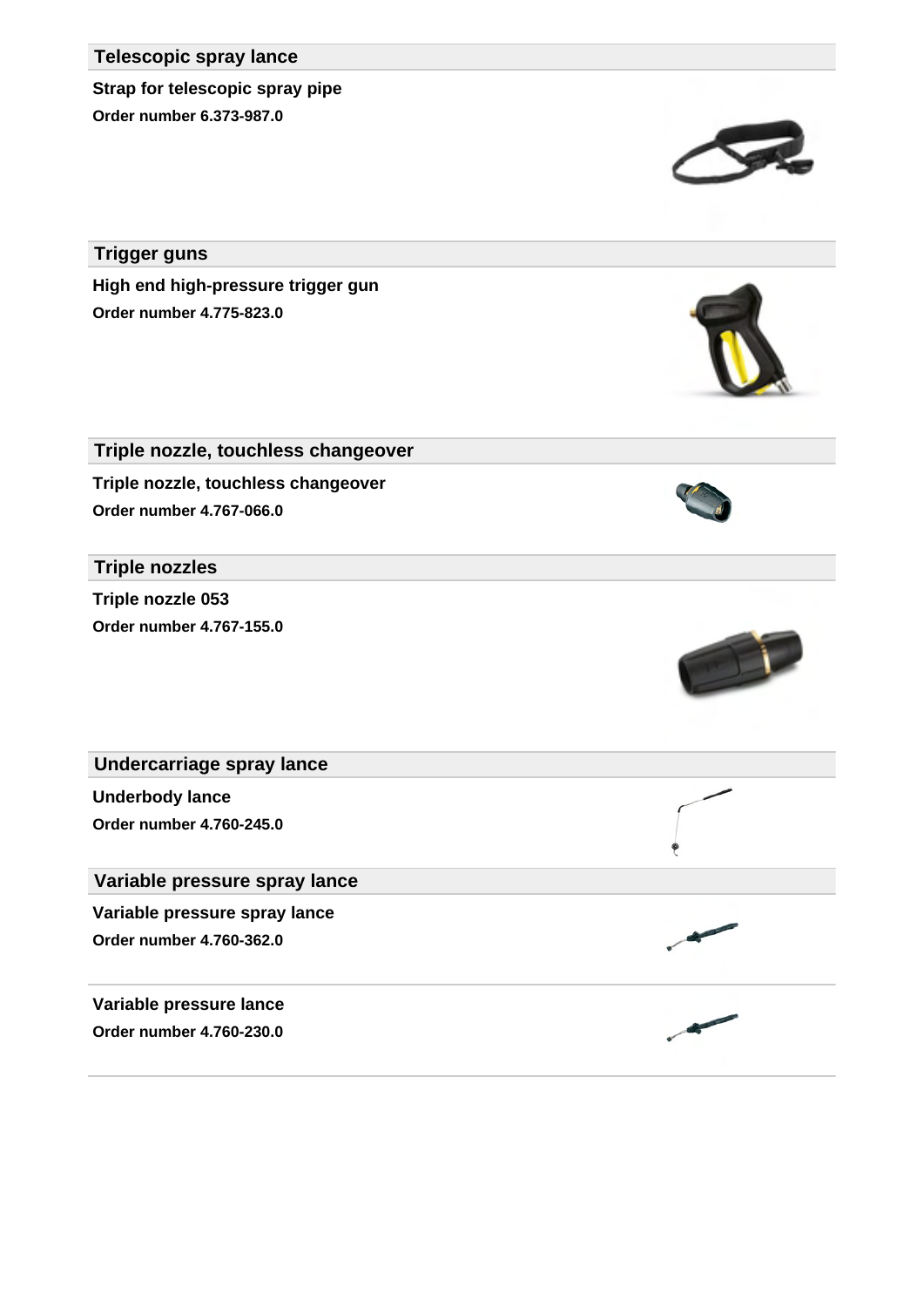## Telescopic spray lance

**Strap for telescopic spray pipe**

**Order number 6.373-987.0**

## Trigger guns

**High end high-pressure trigger gun**

**Order number 4.775-823.0**

## Triple nozzle, touchless changeover

**Triple nozzle, touchless changeover**

**Order number 4.767-066.0**

## Triple nozzles

**Triple nozzle 053**

**Order number 4.767-155.0**

## Undercarriage spray lance

**Underbody lance**

**Order number 4.760-245.0**

## Variable pressure spray lance

**Variable pressure spray lance**

**Order number 4.760-362.0**

**Variable pressure lance**

**Order number 4.760-230.0**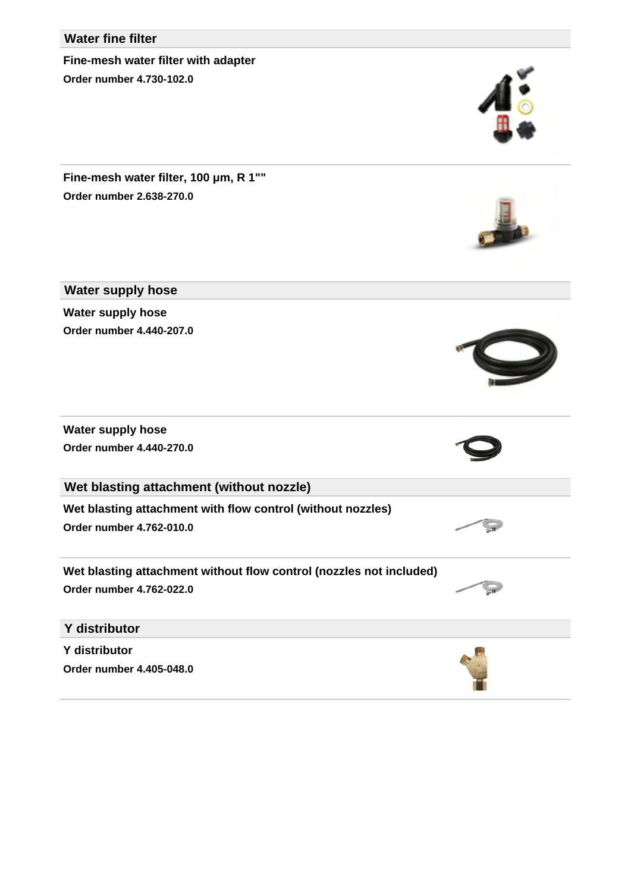## Water fine filter

**Fine-mesh water filter with adapter**

**Order number 4.730-102.0**

**Fine-mesh water filter, 100 µm, R 1""**

**Order number 2.638-270.0**

## Water supply hose

**Water supply hose**

**Order number 4.440-207.0**

**Water supply hose**

**Order number 4.440-270.0**

## Wet blasting attachment (without nozzle)

**Wet blasting attachment with flow control (without nozzles)**

**Order number 4.762-010.0**

**Wet blasting attachment without flow control (nozzles not included)**

**Order number 4.762-022.0**

## Y distributor

**Y distributor**

**Order number 4.405-048.0**